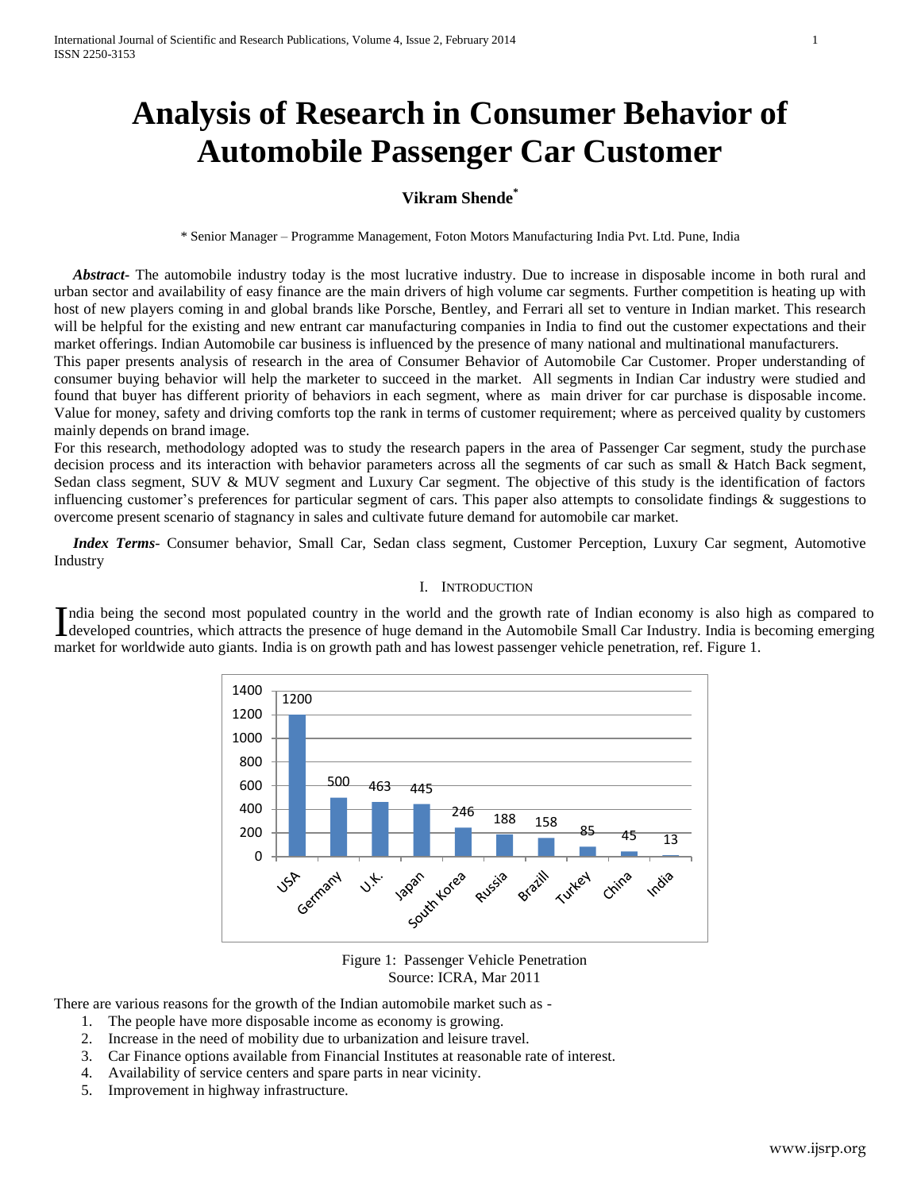# Analysis of Research in Consumer Behavior of Automobile Passenger Car Customer

**Vikram Shende***

\* Senior Manager – Programme Management, Foton Motors Manufacturing India Pvt. Ltd. Pune, India

***Abstract-*** The automobile industry today is the most lucrative industry. Due to increase in disposable income in both rural and urban sector and availability of easy finance are the main drivers of high volume car segments. Further competition is heating up with host of new players coming in and global brands like Porsche, Bentley, and Ferrari all set to venture in Indian market. This research will be helpful for the existing and new entrant car manufacturing companies in India to find out the customer expectations and their market offerings. Indian Automobile car business is influenced by the presence of many national and multinational manufacturers.

This paper presents analysis of research in the area of Consumer Behavior of Automobile Car Customer. Proper understanding of consumer buying behavior will help the marketer to succeed in the market. All segments in Indian Car industry were studied and found that buyer has different priority of behaviors in each segment, where as main driver for car purchase is disposable income. Value for money, safety and driving comforts top the rank in terms of customer requirement; where as perceived quality by customers mainly depends on brand image.

For this research, methodology adopted was to study the research papers in the area of Passenger Car segment, study the purchase decision process and its interaction with behavior parameters across all the segments of car such as small & Hatch Back segment, Sedan class segment, SUV & MUV segment and Luxury Car segment. The objective of this study is the identification of factors influencing customer's preferences for particular segment of cars. This paper also attempts to consolidate findings & suggestions to overcome present scenario of stagnancy in sales and cultivate future demand for automobile car market.

***Index Terms-*** Consumer behavior, Small Car, Sedan class segment, Customer Perception, Luxury Car segment, Automotive Industry

## I. Introduction

India being the second most populated country in the world and the growth rate of Indian economy is also high as compared to developed countries, which attracts the presence of huge demand in the Automobile Small Car Industry. India is becoming emerging market for worldwide auto giants. India is on growth path and has lowest passenger vehicle penetration, ref. Figure 1.

| Country | Passenger Vehicle Penetration |
|---|---|
| USA | 1200 |
| Germany | 500 |
| U.K. | 463 |
| Japan | 445 |
| South Korea | 246 |
| Russia | 188 |
| Brazill | 158 |
| Turkey | 85 |
| China | 45 |
| India | 13 |

Figure 1: Passenger Vehicle Penetration
Source: ICRA, Mar 2011

There are various reasons for the growth of the Indian automobile market such as -

1. The people have more disposable income as economy is growing.
2. Increase in the need of mobility due to urbanization and leisure travel.
3. Car Finance options available from Financial Institutes at reasonable rate of interest.
4. Availability of service centers and spare parts in near vicinity.
5. Improvement in highway infrastructure.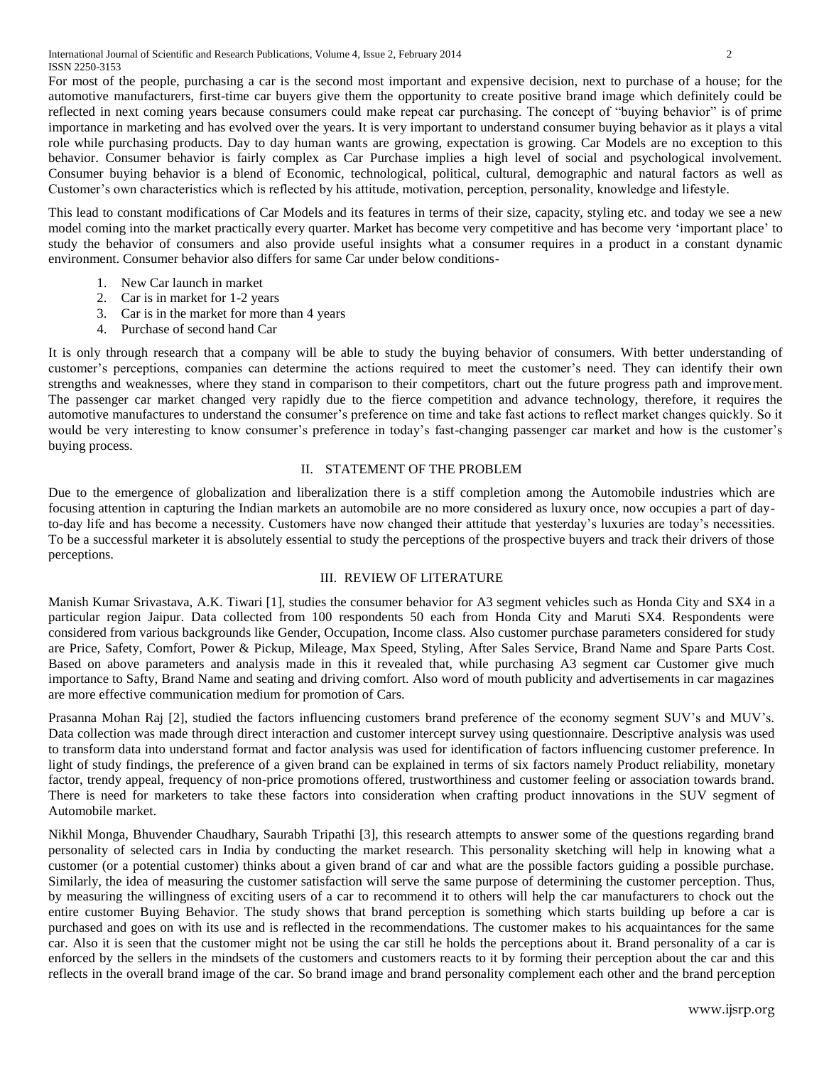For most of the people, purchasing a car is the second most important and expensive decision, next to purchase of a house; for the automotive manufacturers, first-time car buyers give them the opportunity to create positive brand image which definitely could be reflected in next coming years because consumers could make repeat car purchasing. The concept of "buying behavior" is of prime importance in marketing and has evolved over the years. It is very important to understand consumer buying behavior as it plays a vital role while purchasing products. Day to day human wants are growing, expectation is growing. Car Models are no exception to this behavior. Consumer behavior is fairly complex as Car Purchase implies a high level of social and psychological involvement. Consumer buying behavior is a blend of Economic, technological, political, cultural, demographic and natural factors as well as Customer's own characteristics which is reflected by his attitude, motivation, perception, personality, knowledge and lifestyle.

This lead to constant modifications of Car Models and its features in terms of their size, capacity, styling etc. and today we see a new model coming into the market practically every quarter. Market has become very competitive and has become very 'important place' to study the behavior of consumers and also provide useful insights what a consumer requires in a product in a constant dynamic environment. Consumer behavior also differs for same Car under below conditions-

1. New Car launch in market
2. Car is in market for 1-2 years
3. Car is in the market for more than 4 years
4. Purchase of second hand Car

It is only through research that a company will be able to study the buying behavior of consumers. With better understanding of customer's perceptions, companies can determine the actions required to meet the customer's need. They can identify their own strengths and weaknesses, where they stand in comparison to their competitors, chart out the future progress path and improvement. The passenger car market changed very rapidly due to the fierce competition and advance technology, therefore, it requires the automotive manufactures to understand the consumer's preference on time and take fast actions to reflect market changes quickly. So it would be very interesting to know consumer's preference in today's fast-changing passenger car market and how is the customer's buying process.

## II. STATEMENT OF THE PROBLEM

Due to the emergence of globalization and liberalization there is a stiff completion among the Automobile industries which are focusing attention in capturing the Indian markets an automobile are no more considered as luxury once, now occupies a part of day-to-day life and has become a necessity. Customers have now changed their attitude that yesterday's luxuries are today's necessities. To be a successful marketer it is absolutely essential to study the perceptions of the prospective buyers and track their drivers of those perceptions.

## III. REVIEW OF LITERATURE

Manish Kumar Srivastava, A.K. Tiwari [1], studies the consumer behavior for A3 segment vehicles such as Honda City and SX4 in a particular region Jaipur. Data collected from 100 respondents 50 each from Honda City and Maruti SX4. Respondents were considered from various backgrounds like Gender, Occupation, Income class. Also customer purchase parameters considered for study are Price, Safety, Comfort, Power & Pickup, Mileage, Max Speed, Styling, After Sales Service, Brand Name and Spare Parts Cost. Based on above parameters and analysis made in this it revealed that, while purchasing A3 segment car Customer give much importance to Safty, Brand Name and seating and driving comfort. Also word of mouth publicity and advertisements in car magazines are more effective communication medium for promotion of Cars.

Prasanna Mohan Raj [2], studied the factors influencing customers brand preference of the economy segment SUV's and MUV's. Data collection was made through direct interaction and customer intercept survey using questionnaire. Descriptive analysis was used to transform data into understand format and factor analysis was used for identification of factors influencing customer preference. In light of study findings, the preference of a given brand can be explained in terms of six factors namely Product reliability, monetary factor, trendy appeal, frequency of non-price promotions offered, trustworthiness and customer feeling or association towards brand. There is need for marketers to take these factors into consideration when crafting product innovations in the SUV segment of Automobile market.

Nikhil Monga, Bhuvender Chaudhary, Saurabh Tripathi [3], this research attempts to answer some of the questions regarding brand personality of selected cars in India by conducting the market research. This personality sketching will help in knowing what a customer (or a potential customer) thinks about a given brand of car and what are the possible factors guiding a possible purchase. Similarly, the idea of measuring the customer satisfaction will serve the same purpose of determining the customer perception. Thus, by measuring the willingness of exciting users of a car to recommend it to others will help the car manufacturers to chock out the entire customer Buying Behavior. The study shows that brand perception is something which starts building up before a car is purchased and goes on with its use and is reflected in the recommendations. The customer makes to his acquaintances for the same car. Also it is seen that the customer might not be using the car still he holds the perceptions about it. Brand personality of a car is enforced by the sellers in the mindsets of the customers and customers reacts to it by forming their perception about the car and this reflects in the overall brand image of the car. So brand image and brand personality complement each other and the brand perception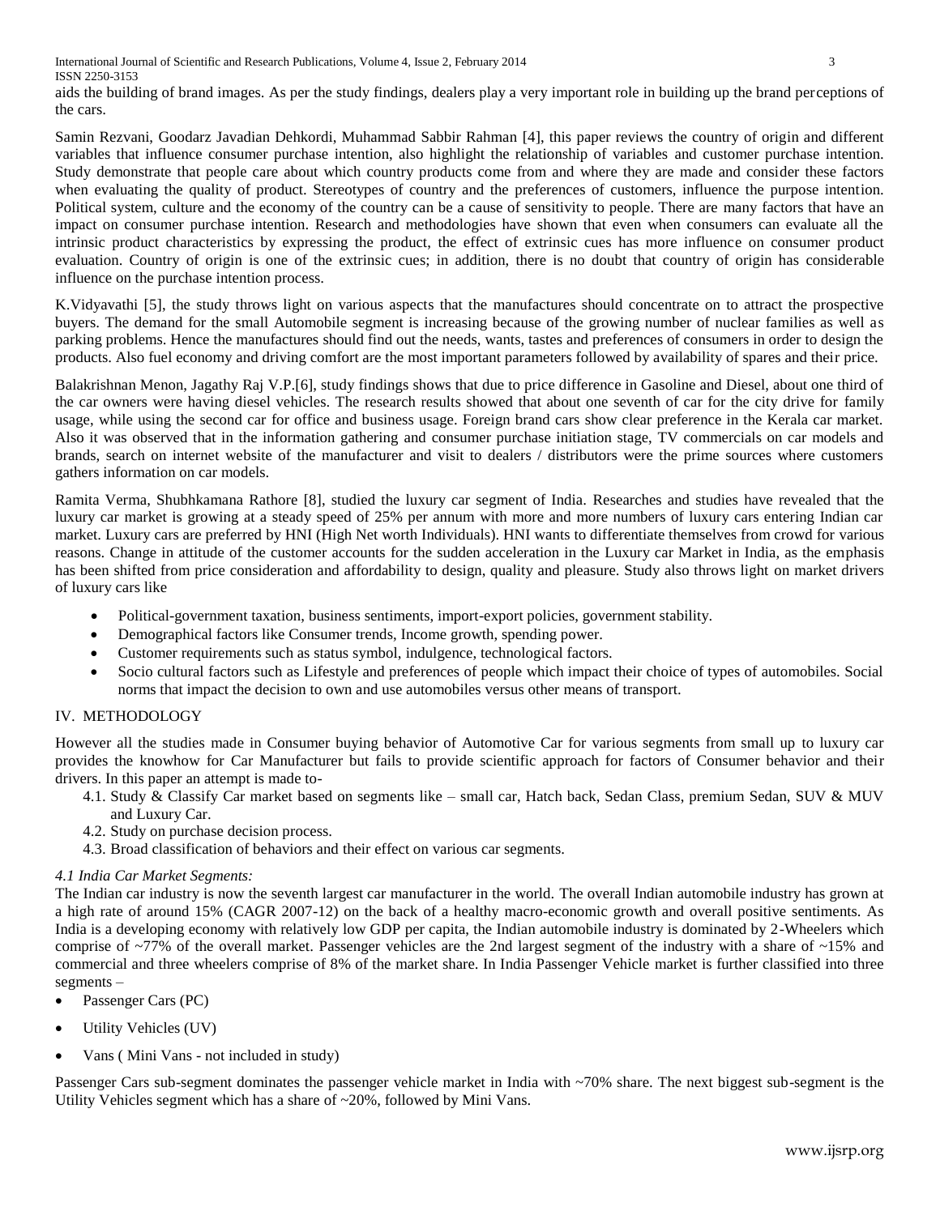aids the building of brand images. As per the study findings, dealers play a very important role in building up the brand perceptions of the cars.

Samin Rezvani, Goodarz Javadian Dehkordi, Muhammad Sabbir Rahman [4], this paper reviews the country of origin and different variables that influence consumer purchase intention, also highlight the relationship of variables and customer purchase intention. Study demonstrate that people care about which country products come from and where they are made and consider these factors when evaluating the quality of product. Stereotypes of country and the preferences of customers, influence the purpose intention. Political system, culture and the economy of the country can be a cause of sensitivity to people. There are many factors that have an impact on consumer purchase intention. Research and methodologies have shown that even when consumers can evaluate all the intrinsic product characteristics by expressing the product, the effect of extrinsic cues has more influence on consumer product evaluation. Country of origin is one of the extrinsic cues; in addition, there is no doubt that country of origin has considerable influence on the purchase intention process.

K.Vidyavathi [5], the study throws light on various aspects that the manufactures should concentrate on to attract the prospective buyers. The demand for the small Automobile segment is increasing because of the growing number of nuclear families as well as parking problems. Hence the manufactures should find out the needs, wants, tastes and preferences of consumers in order to design the products. Also fuel economy and driving comfort are the most important parameters followed by availability of spares and their price.

Balakrishnan Menon, Jagathy Raj V.P.[6], study findings shows that due to price difference in Gasoline and Diesel, about one third of the car owners were having diesel vehicles. The research results showed that about one seventh of car for the city drive for family usage, while using the second car for office and business usage. Foreign brand cars show clear preference in the Kerala car market. Also it was observed that in the information gathering and consumer purchase initiation stage, TV commercials on car models and brands, search on internet website of the manufacturer and visit to dealers / distributors were the prime sources where customers gathers information on car models.

Ramita Verma, Shubhkamana Rathore [8], studied the luxury car segment of India. Researches and studies have revealed that the luxury car market is growing at a steady speed of 25% per annum with more and more numbers of luxury cars entering Indian car market. Luxury cars are preferred by HNI (High Net worth Individuals). HNI wants to differentiate themselves from crowd for various reasons. Change in attitude of the customer accounts for the sudden acceleration in the Luxury car Market in India, as the emphasis has been shifted from price consideration and affordability to design, quality and pleasure. Study also throws light on market drivers of luxury cars like

- Political-government taxation, business sentiments, import-export policies, government stability.
- Demographical factors like Consumer trends, Income growth, spending power.
- Customer requirements such as status symbol, indulgence, technological factors.
- Socio cultural factors such as Lifestyle and preferences of people which impact their choice of types of automobiles. Social norms that impact the decision to own and use automobiles versus other means of transport.

## IV. METHODOLOGY

However all the studies made in Consumer buying behavior of Automotive Car for various segments from small up to luxury car provides the knowhow for Car Manufacturer but fails to provide scientific approach for factors of Consumer behavior and their drivers. In this paper an attempt is made to-

4.1. Study & Classify Car market based on segments like – small car, Hatch back, Sedan Class, premium Sedan, SUV & MUV and Luxury Car.
4.2. Study on purchase decision process.
4.3. Broad classification of behaviors and their effect on various car segments.

### *4.1 India Car Market Segments:*

The Indian car industry is now the seventh largest car manufacturer in the world. The overall Indian automobile industry has grown at a high rate of around 15% (CAGR 2007-12) on the back of a healthy macro-economic growth and overall positive sentiments. As India is a developing economy with relatively low GDP per capita, the Indian automobile industry is dominated by 2-Wheelers which comprise of ~77% of the overall market. Passenger vehicles are the 2nd largest segment of the industry with a share of ~15% and commercial and three wheelers comprise of 8% of the market share. In India Passenger Vehicle market is further classified into three segments –

- Passenger Cars (PC)
- Utility Vehicles (UV)
- Vans ( Mini Vans - not included in study)

Passenger Cars sub-segment dominates the passenger vehicle market in India with ~70% share. The next biggest sub-segment is the Utility Vehicles segment which has a share of ~20%, followed by Mini Vans.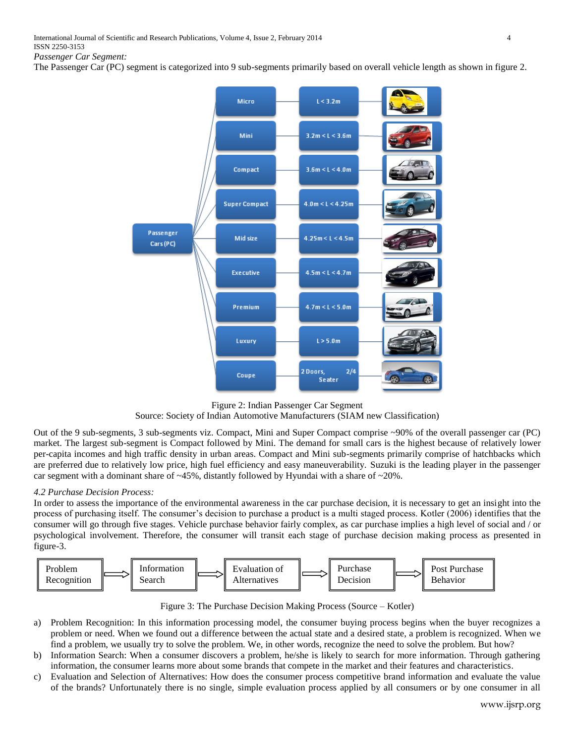*Passenger Car Segment:*

The Passenger Car (PC) segment is categorized into 9 sub-segments primarily based on overall vehicle length as shown in figure 2.

Figure 2: Indian Passenger Car Segment
Source: Society of Indian Automotive Manufacturers (SIAM new Classification)

Out of the 9 sub-segments, 3 sub-segments viz. Compact, Mini and Super Compact comprise ~90% of the overall passenger car (PC) market. The largest sub-segment is Compact followed by Mini. The demand for small cars is the highest because of relatively lower per-capita incomes and high traffic density in urban areas. Compact and Mini sub-segments primarily comprise of hatchbacks which are preferred due to relatively low price, high fuel efficiency and easy maneuverability. Suzuki is the leading player in the passenger car segment with a dominant share of ~45%, distantly followed by Hyundai with a share of ~20%.

*4.2 Purchase Decision Process:*

In order to assess the importance of the environmental awareness in the car purchase decision, it is necessary to get an insight into the process of purchasing itself. The consumer's decision to purchase a product is a multi staged process. Kotler (2006) identifies that the consumer will go through five stages. Vehicle purchase behavior fairly complex, as car purchase implies a high level of social and / or psychological involvement. Therefore, the consumer will transit each stage of purchase decision making process as presented in figure-3.

Problem Recognition ⇒ Information Search ⇒ Evaluation of Alternatives ⇒ Purchase Decision ⇒ Post Purchase Behavior

Figure 3: The Purchase Decision Making Process (Source – Kotler)

a) Problem Recognition: In this information processing model, the consumer buying process begins when the buyer recognizes a problem or need. When we found out a difference between the actual state and a desired state, a problem is recognized. When we find a problem, we usually try to solve the problem. We, in other words, recognize the need to solve the problem. But how?
b) Information Search: When a consumer discovers a problem, he/she is likely to search for more information. Through gathering information, the consumer learns more about some brands that compete in the market and their features and characteristics.
c) Evaluation and Selection of Alternatives: How does the consumer process competitive brand information and evaluate the value of the brands? Unfortunately there is no single, simple evaluation process applied by all consumers or by one consumer in all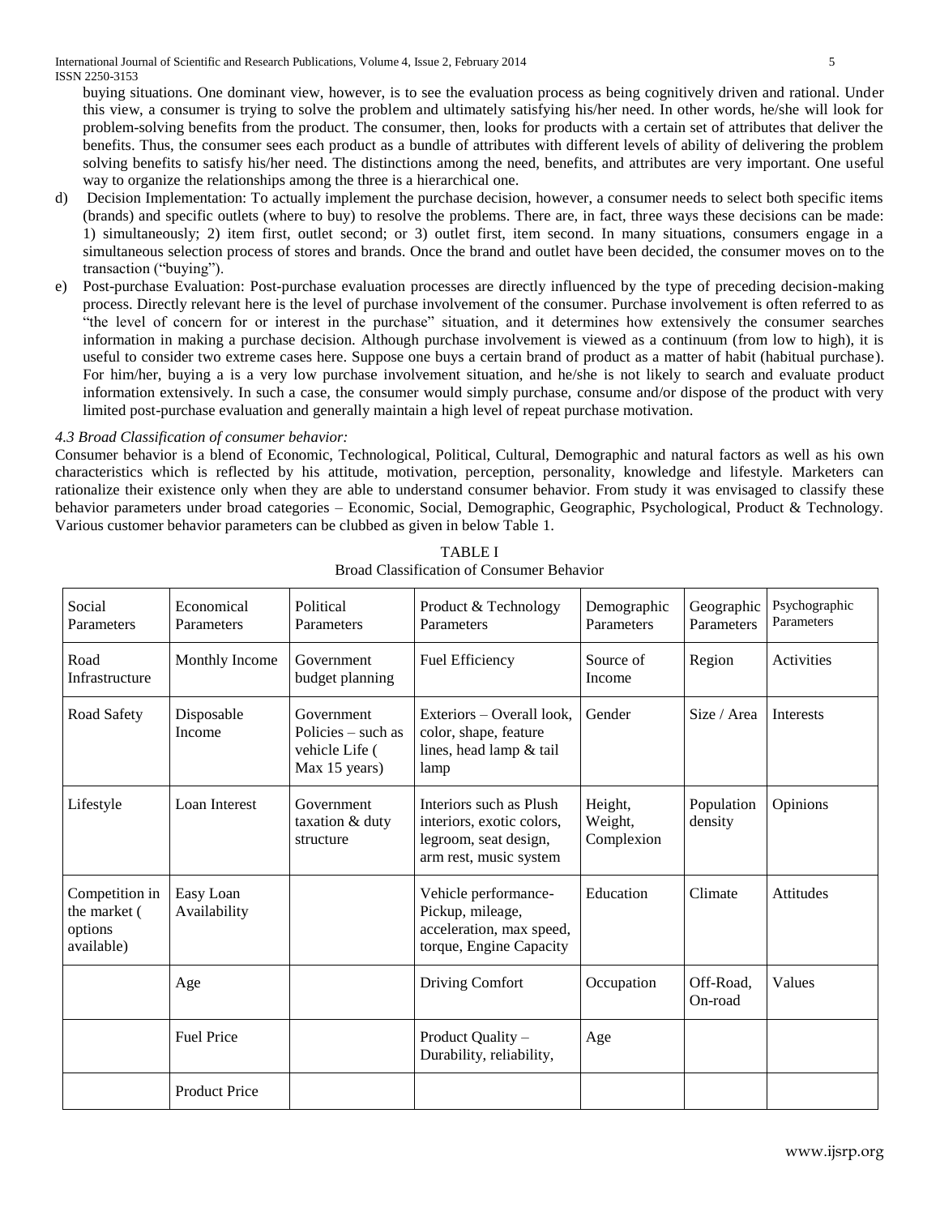buying situations. One dominant view, however, is to see the evaluation process as being cognitively driven and rational. Under this view, a consumer is trying to solve the problem and ultimately satisfying his/her need. In other words, he/she will look for problem-solving benefits from the product. The consumer, then, looks for products with a certain set of attributes that deliver the benefits. Thus, the consumer sees each product as a bundle of attributes with different levels of ability of delivering the problem solving benefits to satisfy his/her need. The distinctions among the need, benefits, and attributes are very important. One useful way to organize the relationships among the three is a hierarchical one.

d) Decision Implementation: To actually implement the purchase decision, however, a consumer needs to select both specific items (brands) and specific outlets (where to buy) to resolve the problems. There are, in fact, three ways these decisions can be made: 1) simultaneously; 2) item first, outlet second; or 3) outlet first, item second. In many situations, consumers engage in a simultaneous selection process of stores and brands. Once the brand and outlet have been decided, the consumer moves on to the transaction ("buying").

e) Post-purchase Evaluation: Post-purchase evaluation processes are directly influenced by the type of preceding decision-making process. Directly relevant here is the level of purchase involvement of the consumer. Purchase involvement is often referred to as "the level of concern for or interest in the purchase" situation, and it determines how extensively the consumer searches information in making a purchase decision. Although purchase involvement is viewed as a continuum (from low to high), it is useful to consider two extreme cases here. Suppose one buys a certain brand of product as a matter of habit (habitual purchase). For him/her, buying a is a very low purchase involvement situation, and he/she is not likely to search and evaluate product information extensively. In such a case, the consumer would simply purchase, consume and/or dispose of the product with very limited post-purchase evaluation and generally maintain a high level of repeat purchase motivation.

*4.3 Broad Classification of consumer behavior:*

Consumer behavior is a blend of Economic, Technological, Political, Cultural, Demographic and natural factors as well as his own characteristics which is reflected by his attitude, motivation, perception, personality, knowledge and lifestyle. Marketers can rationalize their existence only when they are able to understand consumer behavior. From study it was envisaged to classify these behavior parameters under broad categories – Economic, Social, Demographic, Geographic, Psychological, Product & Technology. Various customer behavior parameters can be clubbed as given in below Table 1.

TABLE I
Broad Classification of Consumer Behavior

| Social Parameters | Economical Parameters | Political Parameters | Product & Technology Parameters | Demographic Parameters | Geographic Parameters | Psychographic Parameters |
|---|---|---|---|---|---|---|
| Road Infrastructure | Monthly Income | Government budget planning | Fuel Efficiency | Source of Income | Region | Activities |
| Road Safety | Disposable Income | Government Policies – such as vehicle Life ( Max 15 years) | Exteriors – Overall look, color, shape, feature lines, head lamp & tail lamp | Gender | Size / Area | Interests |
| Lifestyle | Loan Interest | Government taxation & duty structure | Interiors such as Plush interiors, exotic colors, legroom, seat design, arm rest, music system | Height, Weight, Complexion | Population density | Opinions |
| Competition in the market ( options available) | Easy Loan Availability | | Vehicle performance- Pickup, mileage, acceleration, max speed, torque, Engine Capacity | Education | Climate | Attitudes |
| | Age | | Driving Comfort | Occupation | Off-Road, On-road | Values |
| | Fuel Price | | Product Quality – Durability, reliability, | Age | | |
| | Product Price | | | | | |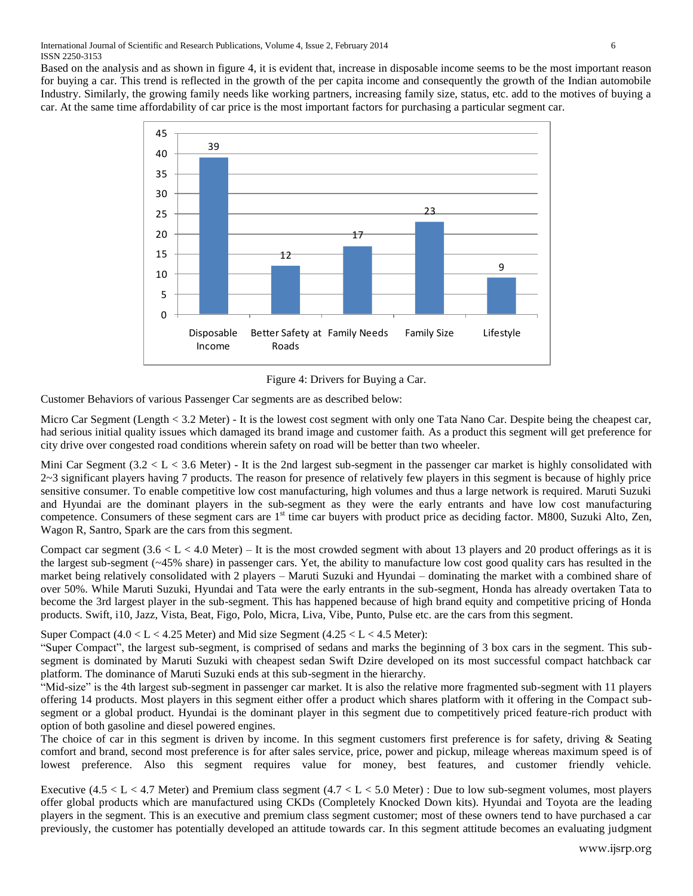Based on the analysis and as shown in figure 4, it is evident that, increase in disposable income seems to be the most important reason for buying a car. This trend is reflected in the growth of the per capita income and consequently the growth of the Indian automobile Industry. Similarly, the growing family needs like working partners, increasing family size, status, etc. add to the motives of buying a car. At the same time affordability of car price is the most important factors for purchasing a particular segment car.

| Driver | Value |
|---|---|
| Disposable Income | 39 |
| Better Safety at Roads | 12 |
| Family Needs | 17 |
| Family Size | 23 |
| Lifestyle | 9 |

Figure 4: Drivers for Buying a Car.

Customer Behaviors of various Passenger Car segments are as described below:

Micro Car Segment (Length < 3.2 Meter) - It is the lowest cost segment with only one Tata Nano Car. Despite being the cheapest car, had serious initial quality issues which damaged its brand image and customer faith. As a product this segment will get preference for city drive over congested road conditions wherein safety on road will be better than two wheeler.

Mini Car Segment (3.2 < L < 3.6 Meter) - It is the 2nd largest sub-segment in the passenger car market is highly consolidated with 2~3 significant players having 7 products. The reason for presence of relatively few players in this segment is because of highly price sensitive consumer. To enable competitive low cost manufacturing, high volumes and thus a large network is required. Maruti Suzuki and Hyundai are the dominant players in the sub-segment as they were the early entrants and have low cost manufacturing competence. Consumers of these segment cars are 1st time car buyers with product price as deciding factor. M800, Suzuki Alto, Zen, Wagon R, Santro, Spark are the cars from this segment.

Compact car segment (3.6 < L < 4.0 Meter) – It is the most crowded segment with about 13 players and 20 product offerings as it is the largest sub-segment (~45% share) in passenger cars. Yet, the ability to manufacture low cost good quality cars has resulted in the market being relatively consolidated with 2 players – Maruti Suzuki and Hyundai – dominating the market with a combined share of over 50%. While Maruti Suzuki, Hyundai and Tata were the early entrants in the sub-segment, Honda has already overtaken Tata to become the 3rd largest player in the sub-segment. This has happened because of high brand equity and competitive pricing of Honda products. Swift, i10, Jazz, Vista, Beat, Figo, Polo, Micra, Liva, Vibe, Punto, Pulse etc. are the cars from this segment.

Super Compact (4.0 < L < 4.25 Meter) and Mid size Segment (4.25 < L < 4.5 Meter):

"Super Compact", the largest sub-segment, is comprised of sedans and marks the beginning of 3 box cars in the segment. This sub-segment is dominated by Maruti Suzuki with cheapest sedan Swift Dzire developed on its most successful compact hatchback car platform. The dominance of Maruti Suzuki ends at this sub-segment in the hierarchy.

"Mid-size" is the 4th largest sub-segment in passenger car market. It is also the relative more fragmented sub-segment with 11 players offering 14 products. Most players in this segment either offer a product which shares platform with it offering in the Compact sub-segment or a global product. Hyundai is the dominant player in this segment due to competitively priced feature-rich product with option of both gasoline and diesel powered engines.

The choice of car in this segment is driven by income. In this segment customers first preference is for safety, driving & Seating comfort and brand, second most preference is for after sales service, price, power and pickup, mileage whereas maximum speed is of lowest preference. Also this segment requires value for money, best features, and customer friendly vehicle.

Executive (4.5 < L < 4.7 Meter) and Premium class segment (4.7 < L < 5.0 Meter) : Due to low sub-segment volumes, most players offer global products which are manufactured using CKDs (Completely Knocked Down kits). Hyundai and Toyota are the leading players in the segment. This is an executive and premium class segment customer; most of these owners tend to have purchased a car previously, the customer has potentially developed an attitude towards car. In this segment attitude becomes an evaluating judgment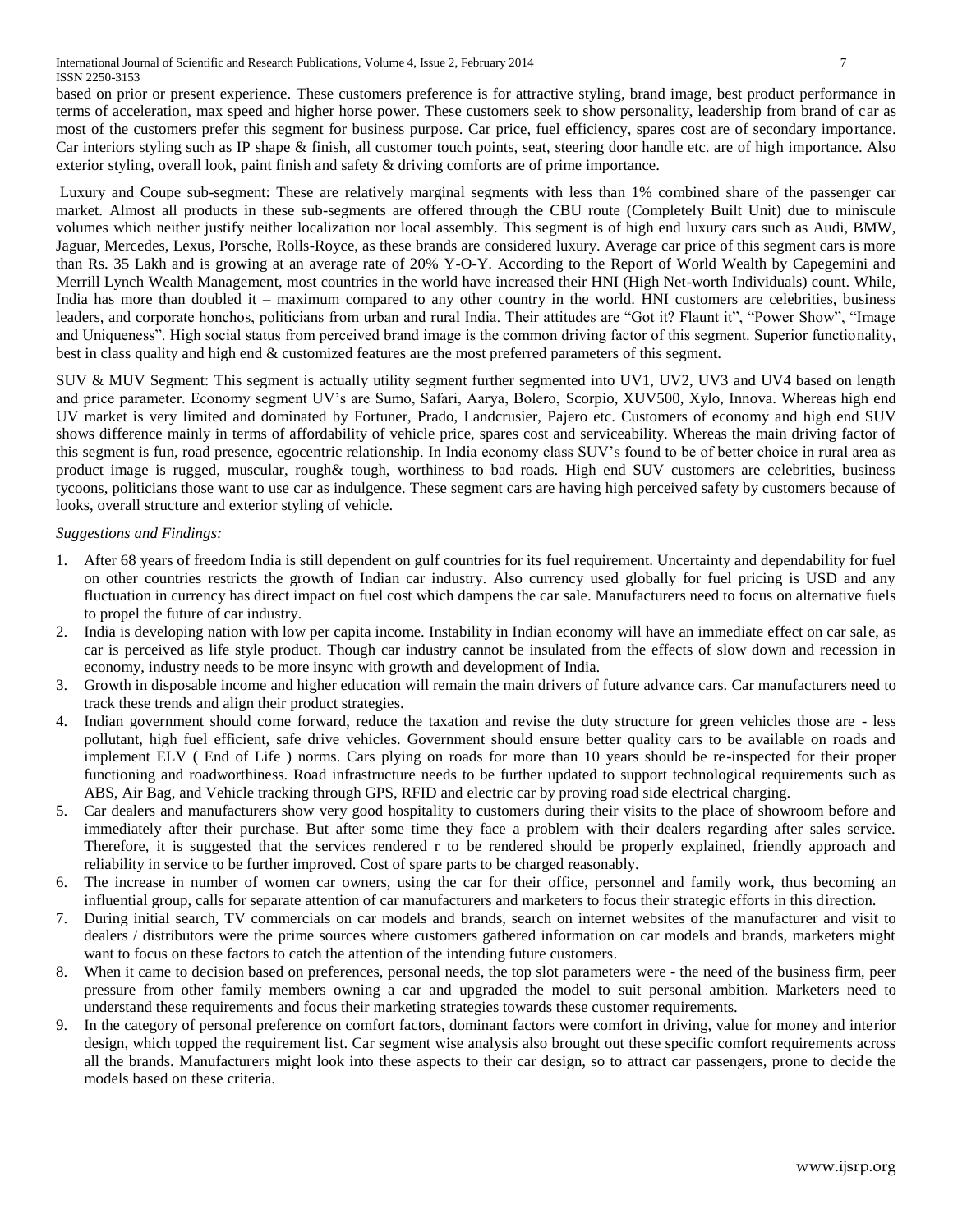based on prior or present experience. These customers preference is for attractive styling, brand image, best product performance in terms of acceleration, max speed and higher horse power. These customers seek to show personality, leadership from brand of car as most of the customers prefer this segment for business purpose. Car price, fuel efficiency, spares cost are of secondary importance. Car interiors styling such as IP shape & finish, all customer touch points, seat, steering door handle etc. are of high importance. Also exterior styling, overall look, paint finish and safety & driving comforts are of prime importance.

Luxury and Coupe sub-segment: These are relatively marginal segments with less than 1% combined share of the passenger car market. Almost all products in these sub-segments are offered through the CBU route (Completely Built Unit) due to miniscule volumes which neither justify neither localization nor local assembly. This segment is of high end luxury cars such as Audi, BMW, Jaguar, Mercedes, Lexus, Porsche, Rolls-Royce, as these brands are considered luxury. Average car price of this segment cars is more than Rs. 35 Lakh and is growing at an average rate of 20% Y-O-Y. According to the Report of World Wealth by Capegemini and Merrill Lynch Wealth Management, most countries in the world have increased their HNI (High Net-worth Individuals) count. While, India has more than doubled it – maximum compared to any other country in the world. HNI customers are celebrities, business leaders, and corporate honchos, politicians from urban and rural India. Their attitudes are "Got it? Flaunt it", "Power Show", "Image and Uniqueness". High social status from perceived brand image is the common driving factor of this segment. Superior functionality, best in class quality and high end & customized features are the most preferred parameters of this segment.

SUV & MUV Segment: This segment is actually utility segment further segmented into UV1, UV2, UV3 and UV4 based on length and price parameter. Economy segment UV's are Sumo, Safari, Aarya, Bolero, Scorpio, XUV500, Xylo, Innova. Whereas high end UV market is very limited and dominated by Fortuner, Prado, Landcrusier, Pajero etc. Customers of economy and high end SUV shows difference mainly in terms of affordability of vehicle price, spares cost and serviceability. Whereas the main driving factor of this segment is fun, road presence, egocentric relationship. In India economy class SUV's found to be of better choice in rural area as product image is rugged, muscular, rough& tough, worthiness to bad roads. High end SUV customers are celebrities, business tycoons, politicians those want to use car as indulgence. These segment cars are having high perceived safety by customers because of looks, overall structure and exterior styling of vehicle.

*Suggestions and Findings:*

1. After 68 years of freedom India is still dependent on gulf countries for its fuel requirement. Uncertainty and dependability for fuel on other countries restricts the growth of Indian car industry. Also currency used globally for fuel pricing is USD and any fluctuation in currency has direct impact on fuel cost which dampens the car sale. Manufacturers need to focus on alternative fuels to propel the future of car industry.
2. India is developing nation with low per capita income. Instability in Indian economy will have an immediate effect on car sale, as car is perceived as life style product. Though car industry cannot be insulated from the effects of slow down and recession in economy, industry needs to be more insync with growth and development of India.
3. Growth in disposable income and higher education will remain the main drivers of future advance cars. Car manufacturers need to track these trends and align their product strategies.
4. Indian government should come forward, reduce the taxation and revise the duty structure for green vehicles those are - less pollutant, high fuel efficient, safe drive vehicles. Government should ensure better quality cars to be available on roads and implement ELV ( End of Life ) norms. Cars plying on roads for more than 10 years should be re-inspected for their proper functioning and roadworthiness. Road infrastructure needs to be further updated to support technological requirements such as ABS, Air Bag, and Vehicle tracking through GPS, RFID and electric car by proving road side electrical charging.
5. Car dealers and manufacturers show very good hospitality to customers during their visits to the place of showroom before and immediately after their purchase. But after some time they face a problem with their dealers regarding after sales service. Therefore, it is suggested that the services rendered r to be rendered should be properly explained, friendly approach and reliability in service to be further improved. Cost of spare parts to be charged reasonably.
6. The increase in number of women car owners, using the car for their office, personnel and family work, thus becoming an influential group, calls for separate attention of car manufacturers and marketers to focus their strategic efforts in this direction.
7. During initial search, TV commercials on car models and brands, search on internet websites of the manufacturer and visit to dealers / distributors were the prime sources where customers gathered information on car models and brands, marketers might want to focus on these factors to catch the attention of the intending future customers.
8. When it came to decision based on preferences, personal needs, the top slot parameters were - the need of the business firm, peer pressure from other family members owning a car and upgraded the model to suit personal ambition. Marketers need to understand these requirements and focus their marketing strategies towards these customer requirements.
9. In the category of personal preference on comfort factors, dominant factors were comfort in driving, value for money and interior design, which topped the requirement list. Car segment wise analysis also brought out these specific comfort requirements across all the brands. Manufacturers might look into these aspects to their car design, so to attract car passengers, prone to decide the models based on these criteria.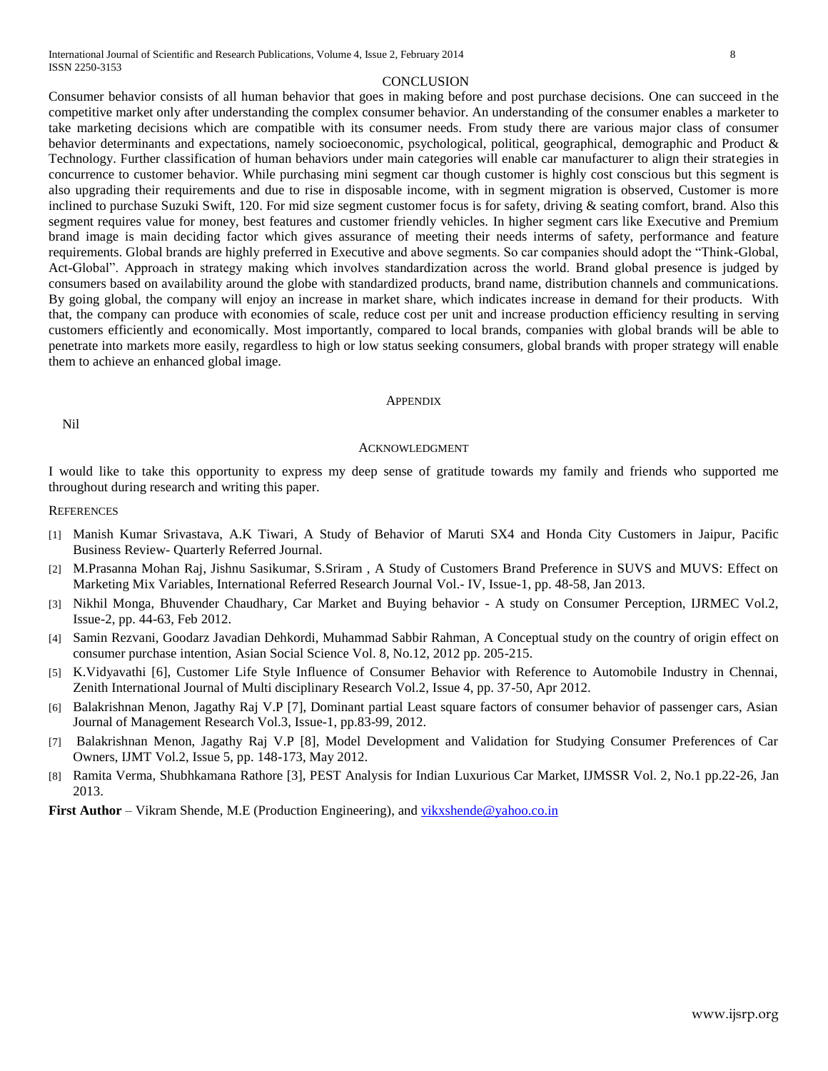## CONCLUSION

Consumer behavior consists of all human behavior that goes in making before and post purchase decisions. One can succeed in the competitive market only after understanding the complex consumer behavior. An understanding of the consumer enables a marketer to take marketing decisions which are compatible with its consumer needs. From study there are various major class of consumer behavior determinants and expectations, namely socioeconomic, psychological, political, geographical, demographic and Product & Technology. Further classification of human behaviors under main categories will enable car manufacturer to align their strategies in concurrence to customer behavior. While purchasing mini segment car though customer is highly cost conscious but this segment is also upgrading their requirements and due to rise in disposable income, with in segment migration is observed, Customer is more inclined to purchase Suzuki Swift, 120. For mid size segment customer focus is for safety, driving & seating comfort, brand. Also this segment requires value for money, best features and customer friendly vehicles. In higher segment cars like Executive and Premium brand image is main deciding factor which gives assurance of meeting their needs interms of safety, performance and feature requirements. Global brands are highly preferred in Executive and above segments. So car companies should adopt the "Think-Global, Act-Global". Approach in strategy making which involves standardization across the world. Brand global presence is judged by consumers based on availability around the globe with standardized products, brand name, distribution channels and communications. By going global, the company will enjoy an increase in market share, which indicates increase in demand for their products. With that, the company can produce with economies of scale, reduce cost per unit and increase production efficiency resulting in serving customers efficiently and economically. Most importantly, compared to local brands, companies with global brands will be able to penetrate into markets more easily, regardless to high or low status seeking consumers, global brands with proper strategy will enable them to achieve an enhanced global image.

## APPENDIX

Nil

## ACKNOWLEDGMENT

I would like to take this opportunity to express my deep sense of gratitude towards my family and friends who supported me throughout during research and writing this paper.

## REFERENCES

[1] Manish Kumar Srivastava, A.K Tiwari, A Study of Behavior of Maruti SX4 and Honda City Customers in Jaipur, Pacific Business Review- Quarterly Referred Journal.

[2] M.Prasanna Mohan Raj, Jishnu Sasikumar, S.Sriram , A Study of Customers Brand Preference in SUVS and MUVS: Effect on Marketing Mix Variables, International Referred Research Journal Vol.- IV, Issue-1, pp. 48-58, Jan 2013.

[3] Nikhil Monga, Bhuvender Chaudhary, Car Market and Buying behavior - A study on Consumer Perception, IJRMEC Vol.2, Issue-2, pp. 44-63, Feb 2012.

[4] Samin Rezvani, Goodarz Javadian Dehkordi, Muhammad Sabbir Rahman, A Conceptual study on the country of origin effect on consumer purchase intention, Asian Social Science Vol. 8, No.12, 2012 pp. 205-215.

[5] K.Vidyavathi [6], Customer Life Style Influence of Consumer Behavior with Reference to Automobile Industry in Chennai, Zenith International Journal of Multi disciplinary Research Vol.2, Issue 4, pp. 37-50, Apr 2012.

[6] Balakrishnan Menon, Jagathy Raj V.P [7], Dominant partial Least square factors of consumer behavior of passenger cars, Asian Journal of Management Research Vol.3, Issue-1, pp.83-99, 2012.

[7] Balakrishnan Menon, Jagathy Raj V.P [8], Model Development and Validation for Studying Consumer Preferences of Car Owners, IJMT Vol.2, Issue 5, pp. 148-173, May 2012.

[8] Ramita Verma, Shubhkamana Rathore [3], PEST Analysis for Indian Luxurious Car Market, IJMSSR Vol. 2, No.1 pp.22-26, Jan 2013.

**First Author** – Vikram Shende, M.E (Production Engineering), and vikxshende@yahoo.co.in